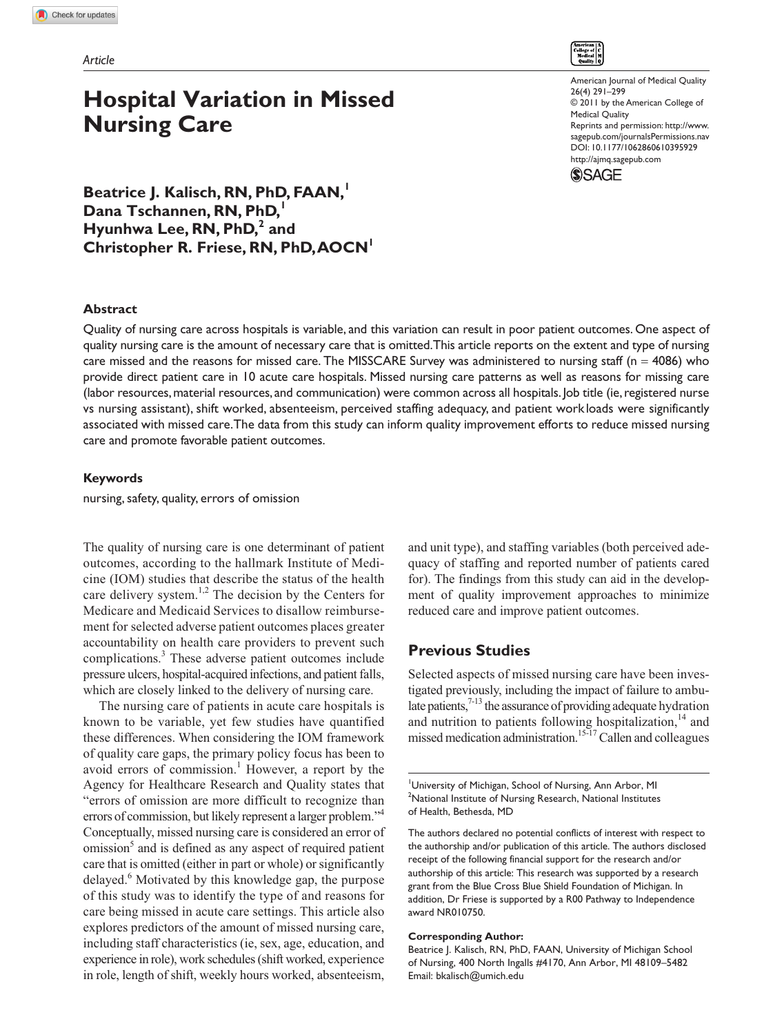Article

# Hospital Variation in Missed Nursing Care

**Beatrice J. Kalisch, RN, PhD, FAAN,[1] Dana Tschannen, RN, PhD,[1] Hyunhwa Lee, RN, PhD,[2] and Christopher R. Friese, RN, PhD, AOCN[1]**

American Journal of Medical Quality
26(4) 291–299
© 2011 by the American College of Medical Quality
Reprints and permission: http://www.sagepub.com/journalsPermissions.nav
DOI: 10.1177/1062860610395929
http://ajmq.sagepub.com

## Abstract

Quality of nursing care across hospitals is variable, and this variation can result in poor patient outcomes. One aspect of quality nursing care is the amount of necessary care that is omitted. This article reports on the extent and type of nursing care missed and the reasons for missed care. The MISSCARE Survey was administered to nursing staff (n = 4086) who provide direct patient care in 10 acute care hospitals. Missed nursing care patterns as well as reasons for missing care (labor resources, material resources, and communication) were common across all hospitals. Job title (ie, registered nurse vs nursing assistant), shift worked, absenteeism, perceived staffing adequacy, and patient workloads were significantly associated with missed care. The data from this study can inform quality improvement efforts to reduce missed nursing care and promote favorable patient outcomes.

## Keywords

nursing, safety, quality, errors of omission

The quality of nursing care is one determinant of patient outcomes, according to the hallmark Institute of Medicine (IOM) studies that describe the status of the health care delivery system.[1,2] The decision by the Centers for Medicare and Medicaid Services to disallow reimbursement for selected adverse patient outcomes places greater accountability on health care providers to prevent such complications.[3] These adverse patient outcomes include pressure ulcers, hospital-acquired infections, and patient falls, which are closely linked to the delivery of nursing care.

The nursing care of patients in acute care hospitals is known to be variable, yet few studies have quantified these differences. When considering the IOM framework of quality care gaps, the primary policy focus has been to avoid errors of commission.[1] However, a report by the Agency for Healthcare Research and Quality states that "errors of omission are more difficult to recognize than errors of commission, but likely represent a larger problem."[4] Conceptually, missed nursing care is considered an error of omission[5] and is defined as any aspect of required patient care that is omitted (either in part or whole) or significantly delayed.[6] Motivated by this knowledge gap, the purpose of this study was to identify the type of and reasons for care being missed in acute care settings. This article also explores predictors of the amount of missed nursing care, including staff characteristics (ie, sex, age, education, and experience in role), work schedules (shift worked, experience in role, length of shift, weekly hours worked, absenteeism, and unit type), and staffing variables (both perceived adequacy of staffing and reported number of patients cared for). The findings from this study can aid in the development of quality improvement approaches to minimize reduced care and improve patient outcomes.

## Previous Studies

Selected aspects of missed nursing care have been investigated previously, including the impact of failure to ambulate patients,[7-13] the assurance of providing adequate hydration and nutrition to patients following hospitalization,[14] and missed medication administration.[15-17] Callen and colleagues

[1]University of Michigan, School of Nursing, Ann Arbor, MI
[2]National Institute of Nursing Research, National Institutes of Health, Bethesda, MD

The authors declared no potential conflicts of interest with respect to the authorship and/or publication of this article. The authors disclosed receipt of the following financial support for the research and/or authorship of this article: This research was supported by a research grant from the Blue Cross Blue Shield Foundation of Michigan. In addition, Dr Friese is supported by a R00 Pathway to Independence award NR010750.

**Corresponding Author:**
Beatrice J. Kalisch, RN, PhD, FAAN, University of Michigan School of Nursing, 400 North Ingalls #4170, Ann Arbor, MI 48109–5482
Email: bkalisch@umich.edu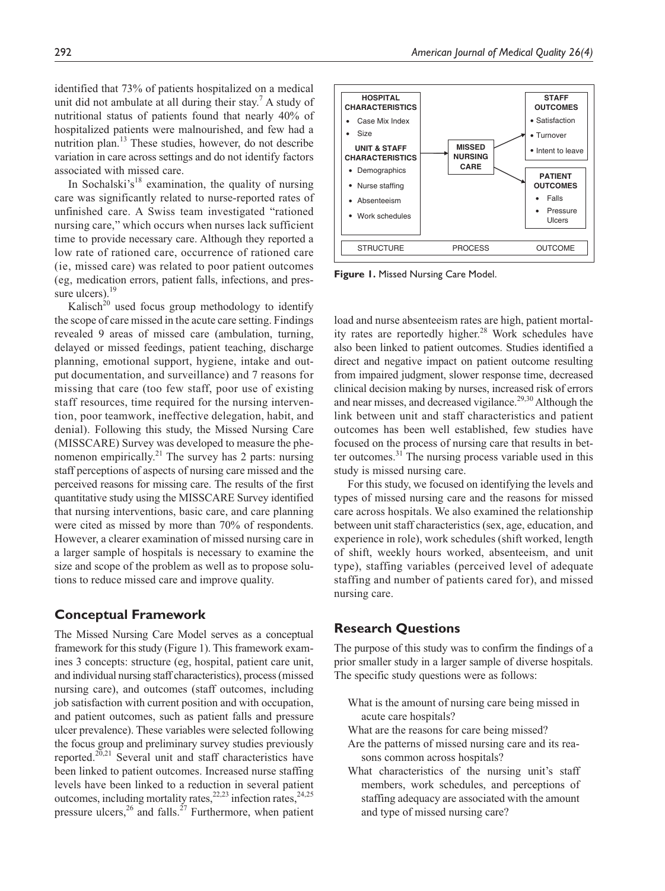identified that 73% of patients hospitalized on a medical unit did not ambulate at all during their stay.[7] A study of nutritional status of patients found that nearly 40% of hospitalized patients were malnourished, and few had a nutrition plan.[13] These studies, however, do not describe variation in care across settings and do not identify factors associated with missed care.

In Sochalski's[18] examination, the quality of nursing care was significantly related to nurse-reported rates of unfinished care. A Swiss team investigated "rationed nursing care," which occurs when nurses lack sufficient time to provide necessary care. Although they reported a low rate of rationed care, occurrence of rationed care (ie, missed care) was related to poor patient outcomes (eg, medication errors, patient falls, infections, and pressure ulcers).[19]

Kalisch[20] used focus group methodology to identify the scope of care missed in the acute care setting. Findings revealed 9 areas of missed care (ambulation, turning, delayed or missed feedings, patient teaching, discharge planning, emotional support, hygiene, intake and output documentation, and surveillance) and 7 reasons for missing that care (too few staff, poor use of existing staff resources, time required for the nursing intervention, poor teamwork, ineffective delegation, habit, and denial). Following this study, the Missed Nursing Care (MISSCARE) Survey was developed to measure the phenomenon empirically.[21] The survey has 2 parts: nursing staff perceptions of aspects of nursing care missed and the perceived reasons for missing care. The results of the first quantitative study using the MISSCARE Survey identified that nursing interventions, basic care, and care planning were cited as missed by more than 70% of respondents. However, a clearer examination of missed nursing care in a larger sample of hospitals is necessary to examine the size and scope of the problem as well as to propose solutions to reduce missed care and improve quality.

## Conceptual Framework

The Missed Nursing Care Model serves as a conceptual framework for this study (Figure 1). This framework examines 3 concepts: structure (eg, hospital, patient care unit, and individual nursing staff characteristics), process (missed nursing care), and outcomes (staff outcomes, including job satisfaction with current position and with occupation, and patient outcomes, such as patient falls and pressure ulcer prevalence). These variables were selected following the focus group and preliminary survey studies previously reported.[20,21] Several unit and staff characteristics have been linked to patient outcomes. Increased nurse staffing levels have been linked to a reduction in several patient outcomes, including mortality rates,[22,23] infection rates,[24,25] pressure ulcers,[26] and falls.[27] Furthermore, when patient load and nurse absenteeism rates are high, patient mortality rates are reportedly higher.[28] Work schedules have also been linked to patient outcomes. Studies identified a direct and negative impact on patient outcome resulting from impaired judgment, slower response time, decreased clinical decision making by nurses, increased risk of errors and near misses, and decreased vigilance.[29,30] Although the link between unit and staff characteristics and patient outcomes has been well established, few studies have focused on the process of nursing care that results in better outcomes.[31] The nursing process variable used in this study is missed nursing care.

**Figure 1.** Missed Nursing Care Model.

For this study, we focused on identifying the levels and types of missed nursing care and the reasons for missed care across hospitals. We also examined the relationship between unit staff characteristics (sex, age, education, and experience in role), work schedules (shift worked, length of shift, weekly hours worked, absenteeism, and unit type), staffing variables (perceived level of adequate staffing and number of patients cared for), and missed nursing care.

## Research Questions

The purpose of this study was to confirm the findings of a prior smaller study in a larger sample of diverse hospitals. The specific study questions were as follows:

- What is the amount of nursing care being missed in acute care hospitals?
- What are the reasons for care being missed?
- Are the patterns of missed nursing care and its reasons common across hospitals?
- What characteristics of the nursing unit's staff members, work schedules, and perceptions of staffing adequacy are associated with the amount and type of missed nursing care?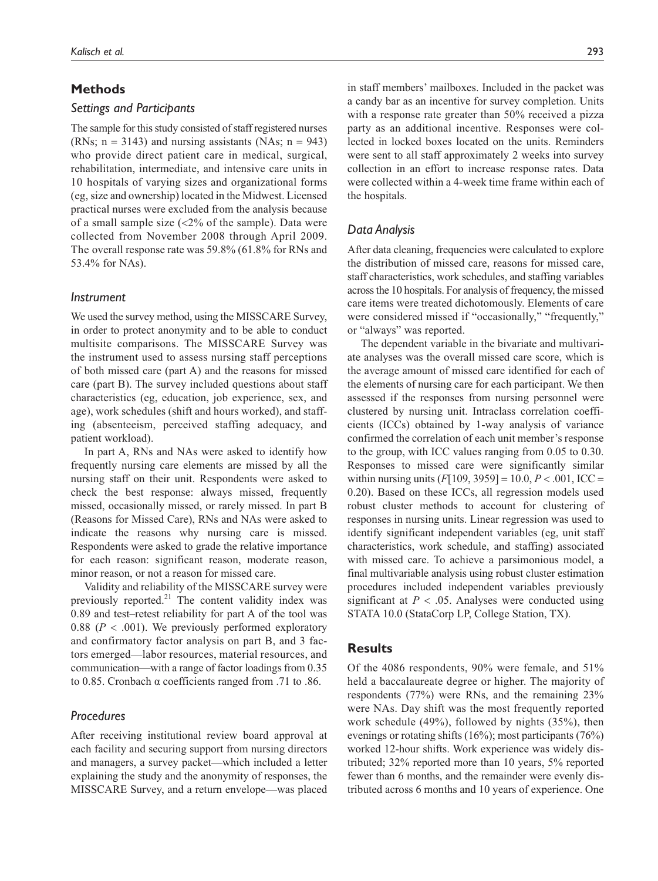## Methods

### Settings and Participants

The sample for this study consisted of staff registered nurses (RNs; $n = 3143$) and nursing assistants (NAs; $n = 943$) who provide direct patient care in medical, surgical, rehabilitation, intermediate, and intensive care units in 10 hospitals of varying sizes and organizational forms (eg, size and ownership) located in the Midwest. Licensed practical nurses were excluded from the analysis because of a small sample size (<2% of the sample). Data were collected from November 2008 through April 2009. The overall response rate was 59.8% (61.8% for RNs and 53.4% for NAs).

### Instrument

We used the survey method, using the MISSCARE Survey, in order to protect anonymity and to be able to conduct multisite comparisons. The MISSCARE Survey was the instrument used to assess nursing staff perceptions of both missed care (part A) and the reasons for missed care (part B). The survey included questions about staff characteristics (eg, education, job experience, sex, and age), work schedules (shift and hours worked), and staffing (absenteeism, perceived staffing adequacy, and patient workload).

In part A, RNs and NAs were asked to identify how frequently nursing care elements are missed by all the nursing staff on their unit. Respondents were asked to check the best response: always missed, frequently missed, occasionally missed, or rarely missed. In part B (Reasons for Missed Care), RNs and NAs were asked to indicate the reasons why nursing care is missed. Respondents were asked to grade the relative importance for each reason: significant reason, moderate reason, minor reason, or not a reason for missed care.

Validity and reliability of the MISSCARE survey were previously reported.[21] The content validity index was 0.89 and test–retest reliability for part A of the tool was 0.88 ($P < .001$). We previously performed exploratory and confirmatory factor analysis on part B, and 3 factors emerged—labor resources, material resources, and communication—with a range of factor loadings from 0.35 to 0.85. Cronbach $\alpha$ coefficients ranged from .71 to .86.

### Procedures

After receiving institutional review board approval at each facility and securing support from nursing directors and managers, a survey packet—which included a letter explaining the study and the anonymity of responses, the MISSCARE Survey, and a return envelope—was placed in staff members' mailboxes. Included in the packet was a candy bar as an incentive for survey completion. Units with a response rate greater than 50% received a pizza party as an additional incentive. Responses were collected in locked boxes located on the units. Reminders were sent to all staff approximately 2 weeks into survey collection in an effort to increase response rates. Data were collected within a 4-week time frame within each of the hospitals.

### Data Analysis

After data cleaning, frequencies were calculated to explore the distribution of missed care, reasons for missed care, staff characteristics, work schedules, and staffing variables across the 10 hospitals. For analysis of frequency, the missed care items were treated dichotomously. Elements of care were considered missed if "occasionally," "frequently," or "always" was reported.

The dependent variable in the bivariate and multivariate analyses was the overall missed care score, which is the average amount of missed care identified for each of the elements of nursing care for each participant. We then assessed if the responses from nursing personnel were clustered by nursing unit. Intraclass correlation coefficients (ICCs) obtained by 1-way analysis of variance confirmed the correlation of each unit member's response to the group, with ICC values ranging from 0.05 to 0.30. Responses to missed care were significantly similar within nursing units ($F[109, 3959] = 10.0$, $P < .001$, ICC = 0.20). Based on these ICCs, all regression models used robust cluster methods to account for clustering of responses in nursing units. Linear regression was used to identify significant independent variables (eg, unit staff characteristics, work schedule, and staffing) associated with missed care. To achieve a parsimonious model, a final multivariable analysis using robust cluster estimation procedures included independent variables previously significant at $P < .05$. Analyses were conducted using STATA 10.0 (StataCorp LP, College Station, TX).

## Results

Of the 4086 respondents, 90% were female, and 51% held a baccalaureate degree or higher. The majority of respondents (77%) were RNs, and the remaining 23% were NAs. Day shift was the most frequently reported work schedule (49%), followed by nights (35%), then evenings or rotating shifts (16%); most participants (76%) worked 12-hour shifts. Work experience was widely distributed; 32% reported more than 10 years, 5% reported fewer than 6 months, and the remainder were evenly distributed across 6 months and 10 years of experience. One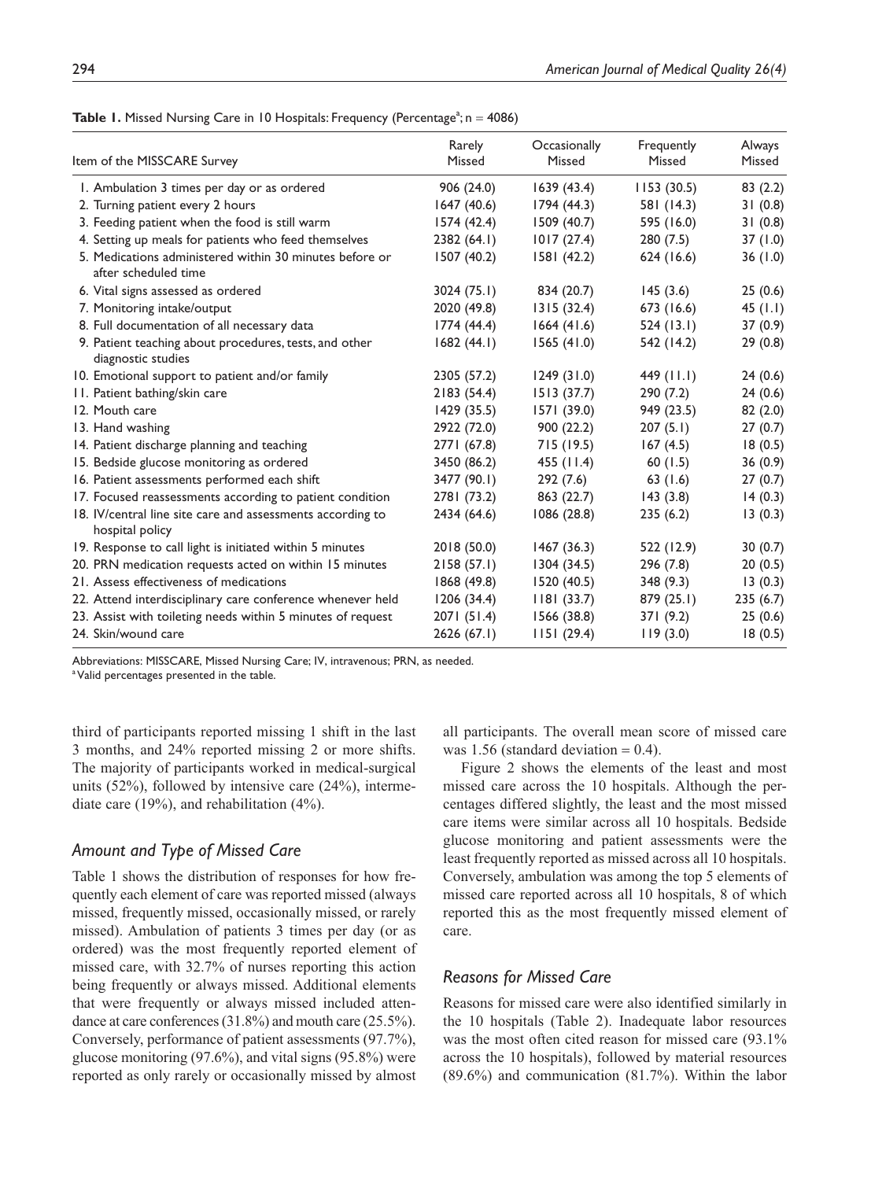**Table 1.** Missed Nursing Care in 10 Hospitals: Frequency (Percentage[a]; n = 4086)

| Item of the MISSCARE Survey | Rarely Missed | Occasionally Missed | Frequently Missed | Always Missed |
|---|---|---|---|---|
| 1. Ambulation 3 times per day or as ordered | 906 (24.0) | 1639 (43.4) | 1153 (30.5) | 83 (2.2) |
| 2. Turning patient every 2 hours | 1647 (40.6) | 1794 (44.3) | 581 (14.3) | 31 (0.8) |
| 3. Feeding patient when the food is still warm | 1574 (42.4) | 1509 (40.7) | 595 (16.0) | 31 (0.8) |
| 4. Setting up meals for patients who feed themselves | 2382 (64.1) | 1017 (27.4) | 280 (7.5) | 37 (1.0) |
| 5. Medications administered within 30 minutes before or after scheduled time | 1507 (40.2) | 1581 (42.2) | 624 (16.6) | 36 (1.0) |
| 6. Vital signs assessed as ordered | 3024 (75.1) | 834 (20.7) | 145 (3.6) | 25 (0.6) |
| 7. Monitoring intake/output | 2020 (49.8) | 1315 (32.4) | 673 (16.6) | 45 (1.1) |
| 8. Full documentation of all necessary data | 1774 (44.4) | 1664 (41.6) | 524 (13.1) | 37 (0.9) |
| 9. Patient teaching about procedures, tests, and other diagnostic studies | 1682 (44.1) | 1565 (41.0) | 542 (14.2) | 29 (0.8) |
| 10. Emotional support to patient and/or family | 2305 (57.2) | 1249 (31.0) | 449 (11.1) | 24 (0.6) |
| 11. Patient bathing/skin care | 2183 (54.4) | 1513 (37.7) | 290 (7.2) | 24 (0.6) |
| 12. Mouth care | 1429 (35.5) | 1571 (39.0) | 949 (23.5) | 82 (2.0) |
| 13. Hand washing | 2922 (72.0) | 900 (22.2) | 207 (5.1) | 27 (0.7) |
| 14. Patient discharge planning and teaching | 2771 (67.8) | 715 (19.5) | 167 (4.5) | 18 (0.5) |
| 15. Bedside glucose monitoring as ordered | 3450 (86.2) | 455 (11.4) | 60 (1.5) | 36 (0.9) |
| 16. Patient assessments performed each shift | 3477 (90.1) | 292 (7.6) | 63 (1.6) | 27 (0.7) |
| 17. Focused reassessments according to patient condition | 2781 (73.2) | 863 (22.7) | 143 (3.8) | 14 (0.3) |
| 18. IV/central line site care and assessments according to hospital policy | 2434 (64.6) | 1086 (28.8) | 235 (6.2) | 13 (0.3) |
| 19. Response to call light is initiated within 5 minutes | 2018 (50.0) | 1467 (36.3) | 522 (12.9) | 30 (0.7) |
| 20. PRN medication requests acted on within 15 minutes | 2158 (57.1) | 1304 (34.5) | 296 (7.8) | 20 (0.5) |
| 21. Assess effectiveness of medications | 1868 (49.8) | 1520 (40.5) | 348 (9.3) | 13 (0.3) |
| 22. Attend interdisciplinary care conference whenever held | 1206 (34.4) | 1181 (33.7) | 879 (25.1) | 235 (6.7) |
| 23. Assist with toileting needs within 5 minutes of request | 2071 (51.4) | 1566 (38.8) | 371 (9.2) | 25 (0.6) |
| 24. Skin/wound care | 2626 (67.1) | 1151 (29.4) | 119 (3.0) | 18 (0.5) |

Abbreviations: MISSCARE, Missed Nursing Care; IV, intravenous; PRN, as needed.
[a] Valid percentages presented in the table.

third of participants reported missing 1 shift in the last 3 months, and 24% reported missing 2 or more shifts. The majority of participants worked in medical-surgical units (52%), followed by intensive care (24%), intermediate care (19%), and rehabilitation (4%).

### *Amount and Type of Missed Care*

Table 1 shows the distribution of responses for how frequently each element of care was reported missed (always missed, frequently missed, occasionally missed, or rarely missed). Ambulation of patients 3 times per day (or as ordered) was the most frequently reported element of missed care, with 32.7% of nurses reporting this action being frequently or always missed. Additional elements that were frequently or always missed included attendance at care conferences (31.8%) and mouth care (25.5%). Conversely, performance of patient assessments (97.7%), glucose monitoring (97.6%), and vital signs (95.8%) were reported as only rarely or occasionally missed by almost all participants. The overall mean score of missed care was 1.56 (standard deviation = 0.4).

Figure 2 shows the elements of the least and most missed care across the 10 hospitals. Although the percentages differed slightly, the least and the most missed care items were similar across all 10 hospitals. Bedside glucose monitoring and patient assessments were the least frequently reported as missed across all 10 hospitals. Conversely, ambulation was among the top 5 elements of missed care reported across all 10 hospitals, 8 of which reported this as the most frequently missed element of care.

### *Reasons for Missed Care*

Reasons for missed care were also identified similarly in the 10 hospitals (Table 2). Inadequate labor resources was the most often cited reason for missed care (93.1% across the 10 hospitals), followed by material resources (89.6%) and communication (81.7%). Within the labor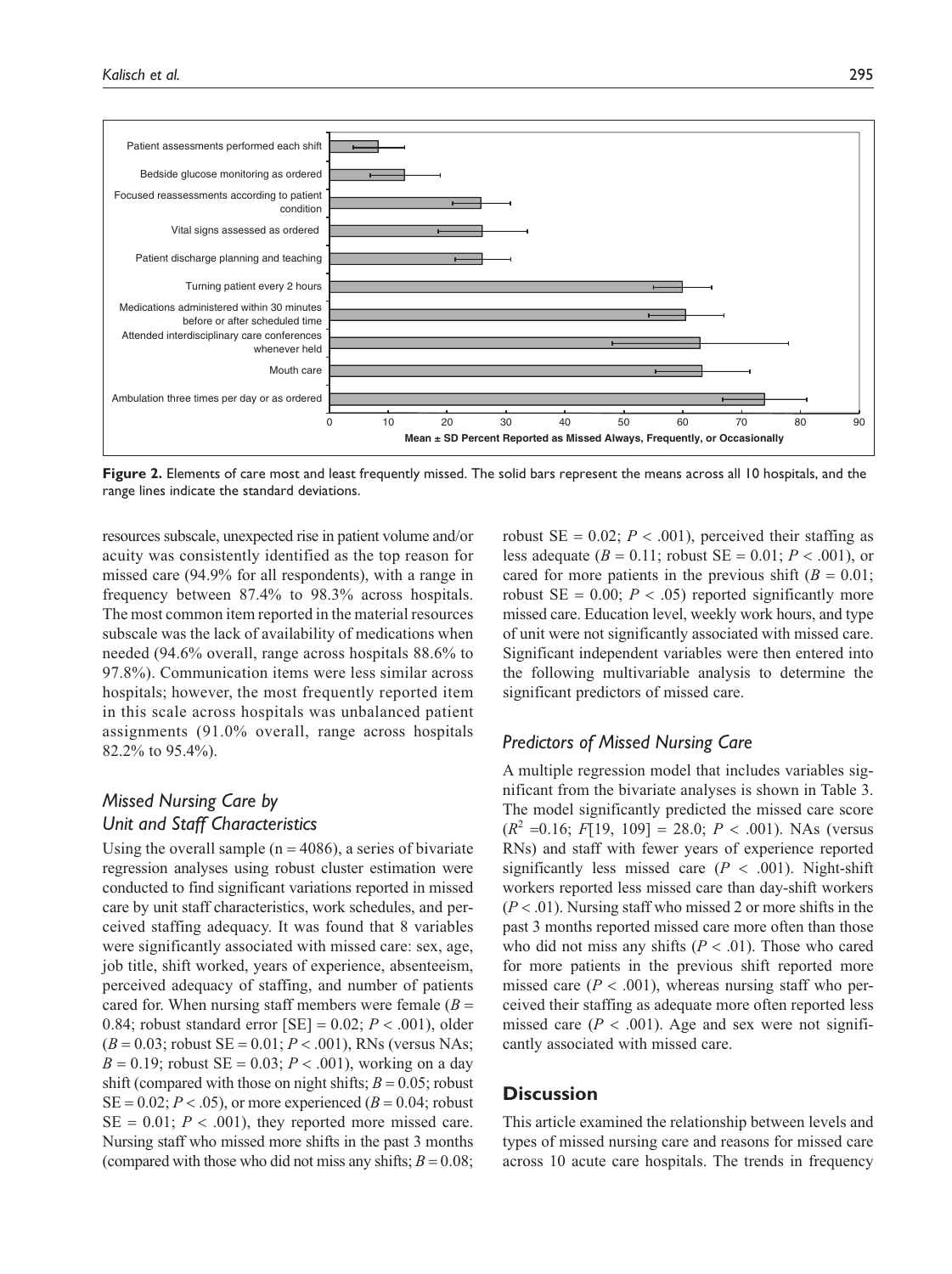**Figure 2.** Elements of care most and least frequently missed. The solid bars represent the means across all 10 hospitals, and the range lines indicate the standard deviations.

resources subscale, unexpected rise in patient volume and/or acuity was consistently identified as the top reason for missed care (94.9% for all respondents), with a range in frequency between 87.4% to 98.3% across hospitals. The most common item reported in the material resources subscale was the lack of availability of medications when needed (94.6% overall, range across hospitals 88.6% to 97.8%). Communication items were less similar across hospitals; however, the most frequently reported item in this scale across hospitals was unbalanced patient assignments (91.0% overall, range across hospitals 82.2% to 95.4%).

## *Missed Nursing Care by Unit and Staff Characteristics*

Using the overall sample (n = 4086), a series of bivariate regression analyses using robust cluster estimation were conducted to find significant variations reported in missed care by unit staff characteristics, work schedules, and perceived staffing adequacy. It was found that 8 variables were significantly associated with missed care: sex, age, job title, shift worked, years of experience, absenteeism, perceived adequacy of staffing, and number of patients cared for. When nursing staff members were female ($B$ = 0.84; robust standard error [SE] = 0.02; $P < .001$), older ($B$ = 0.03; robust SE = 0.01; $P < .001$), RNs (versus NAs; $B$ = 0.19; robust SE = 0.03; $P < .001$), working on a day shift (compared with those on night shifts; $B$ = 0.05; robust SE = 0.02; $P < .05$), or more experienced ($B$ = 0.04; robust SE = 0.01; $P < .001$), they reported more missed care. Nursing staff who missed more shifts in the past 3 months (compared with those who did not miss any shifts; $B$ = 0.08; robust SE = 0.02; $P < .001$), perceived their staffing as less adequate ($B$ = 0.11; robust SE = 0.01; $P < .001$), or cared for more patients in the previous shift ($B$ = 0.01; robust SE = 0.00; $P < .05$) reported significantly more missed care. Education level, weekly work hours, and type of unit were not significantly associated with missed care. Significant independent variables were then entered into the following multivariable analysis to determine the significant predictors of missed care.

## *Predictors of Missed Nursing Care*

A multiple regression model that includes variables significant from the bivariate analyses is shown in Table 3. The model significantly predicted the missed care score ($R^2$ =0.16; $F$[19, 109] = 28.0; $P < .001$). NAs (versus RNs) and staff with fewer years of experience reported significantly less missed care ($P < .001$). Night-shift workers reported less missed care than day-shift workers ($P < .01$). Nursing staff who missed 2 or more shifts in the past 3 months reported missed care more often than those who did not miss any shifts ($P < .01$). Those who cared for more patients in the previous shift reported more missed care ($P < .001$), whereas nursing staff who perceived their staffing as adequate more often reported less missed care ($P < .001$). Age and sex were not significantly associated with missed care.

# Discussion

This article examined the relationship between levels and types of missed nursing care and reasons for missed care across 10 acute care hospitals. The trends in frequency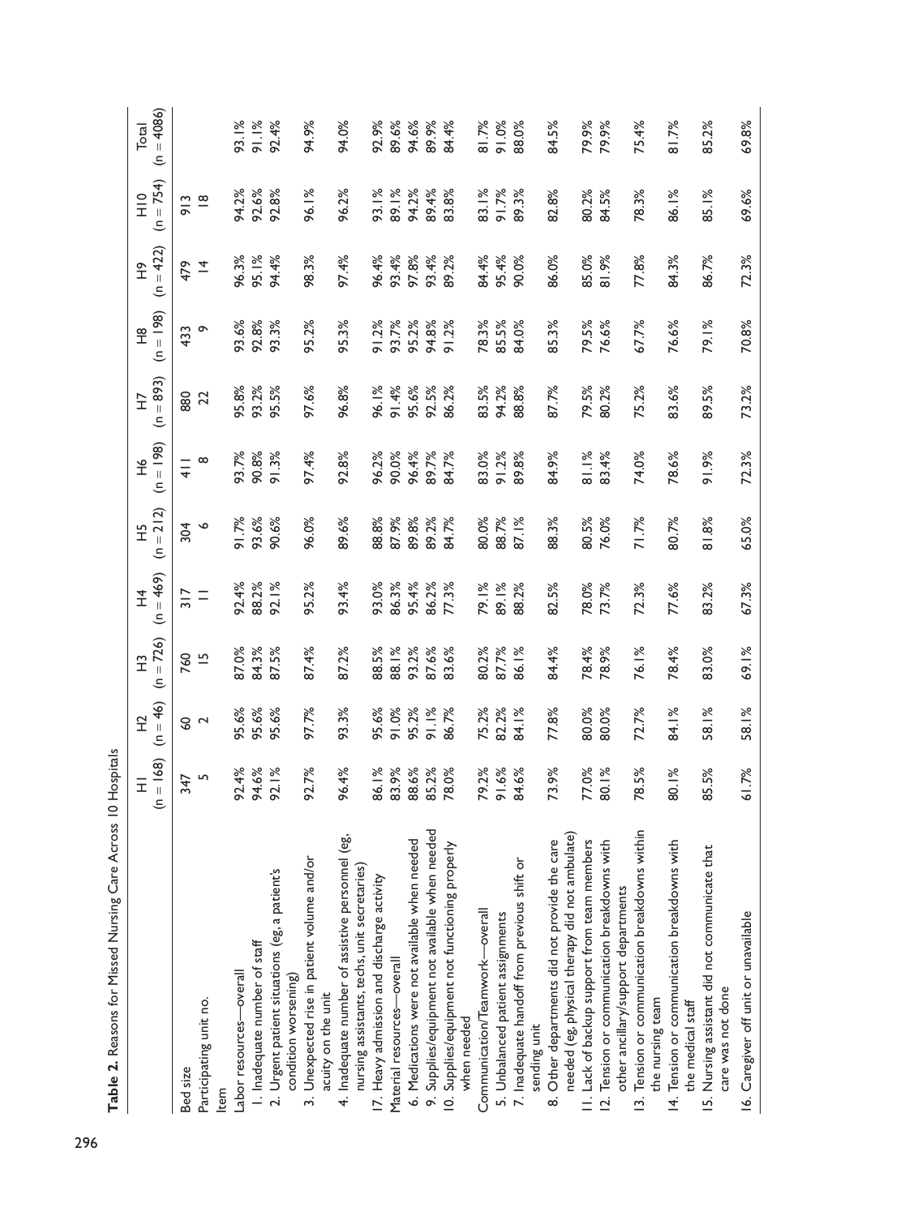**Table 2.** Reasons for Missed Nursing Care Across 10 Hospitals

| | H1 (n = 168) | H2 (n = 46) | H3 (n = 726) | H4 (n = 469) | H5 (n = 212) | H6 (n = 198) | H7 (n = 893) | H8 (n = 198) | H9 (n = 422) | H10 (n = 754) | Total (n = 4086) |
|---|---|---|---|---|---|---|---|---|---|---|---|
| Bed size | 347 | 60 | 760 | 317 | 304 | 411 | 880 | 433 | 479 | 913 | |
| Participating unit no. | 5 | 2 | 15 | 11 | 6 | 8 | 22 | 9 | 14 | 18 | |
| Item | | | | | | | | | | | |
| Labor resources—overall | 92.4% | 95.6% | 87.0% | 92.4% | 91.7% | 93.7% | 95.8% | 93.6% | 96.3% | 94.2% | 93.1% |
| 1. Inadequate number of staff | 94.6% | 95.6% | 84.3% | 88.2% | 93.6% | 90.8% | 93.2% | 92.8% | 95.1% | 92.6% | 91.1% |
| 2. Urgent patient situations (eg, a patient's condition worsening) | 92.1% | 95.6% | 87.5% | 92.1% | 90.6% | 91.3% | 95.5% | 93.3% | 94.4% | 92.8% | 92.4% |
| 3. Unexpected rise in patient volume and/or acuity on the unit | 92.7% | 97.7% | 87.4% | 95.2% | 96.0% | 97.4% | 97.6% | 95.2% | 98.3% | 96.1% | 94.9% |
| 4. Inadequate number of assistive personnel (eg, nursing assistants, techs, unit secretaries) | 96.4% | 93.3% | 87.2% | 93.4% | 89.6% | 92.8% | 96.8% | 95.3% | 97.4% | 96.2% | 94.0% |
| 17. Heavy admission and discharge activity | 86.1% | 95.6% | 88.5% | 93.0% | 88.8% | 96.2% | 96.1% | 91.2% | 96.4% | 93.1% | 92.9% |
| Material resources—overall | 83.9% | 91.0% | 88.1% | 86.3% | 87.9% | 90.0% | 91.4% | 93.7% | 93.4% | 89.1% | 89.6% |
| 6. Medications were not available when needed | 88.6% | 95.2% | 93.2% | 95.4% | 89.8% | 96.4% | 95.6% | 95.2% | 97.8% | 94.2% | 94.6% |
| 9. Supplies/equipment not available when needed | 85.2% | 91.1% | 87.6% | 86.2% | 89.2% | 89.7% | 92.5% | 94.8% | 93.4% | 89.4% | 89.9% |
| 10. Supplies/equipment not functioning properly when needed | 78.0% | 86.7% | 83.6% | 77.3% | 84.7% | 84.7% | 86.2% | 91.2% | 89.2% | 83.8% | 84.4% |
| Communication/Teamwork—overall | 79.2% | 75.2% | 80.2% | 79.1% | 80.0% | 83.0% | 83.5% | 78.3% | 84.4% | 83.1% | 81.7% |
| 5. Unbalanced patient assignments | 91.6% | 82.2% | 87.7% | 89.1% | 88.7% | 91.2% | 94.2% | 85.5% | 95.4% | 91.7% | 91.0% |
| 7. Inadequate handoff from previous shift or sending unit | 84.6% | 84.1% | 86.1% | 88.2% | 87.1% | 89.8% | 88.8% | 84.0% | 90.0% | 89.3% | 88.0% |
| 8. Other departments did not provide the care needed (eg, physical therapy did not ambulate) | 73.9% | 77.8% | 84.4% | 82.5% | 88.3% | 84.9% | 87.7% | 85.3% | 86.0% | 82.8% | 84.5% |
| 11. Lack of backup support from team members | 77.0% | 80.0% | 78.4% | 78.0% | 80.5% | 81.1% | 79.5% | 79.5% | 85.0% | 80.2% | 79.9% |
| 12. Tension or communication breakdowns with other ancillary/support departments | 80.1% | 80.0% | 78.9% | 73.7% | 76.0% | 83.4% | 80.2% | 76.6% | 81.9% | 84.5% | 79.9% |
| 13. Tension or communication breakdowns within the nursing team | 78.5% | 72.7% | 76.1% | 72.3% | 71.7% | 74.0% | 75.2% | 67.7% | 77.8% | 78.3% | 75.4% |
| 14. Tension or communication breakdowns with the medical staff | 80.1% | 84.1% | 78.4% | 77.6% | 80.7% | 78.6% | 83.6% | 76.6% | 84.3% | 86.1% | 81.7% |
| 15. Nursing assistant did not communicate that care was not done | 85.5% | 58.1% | 83.0% | 83.2% | 81.8% | 91.9% | 89.5% | 79.1% | 86.7% | 85.1% | 85.2% |
| 16. Caregiver off unit or unavailable | 61.7% | 58.1% | 69.1% | 67.3% | 65.0% | 72.3% | 73.2% | 70.8% | 72.3% | 69.6% | 69.8% |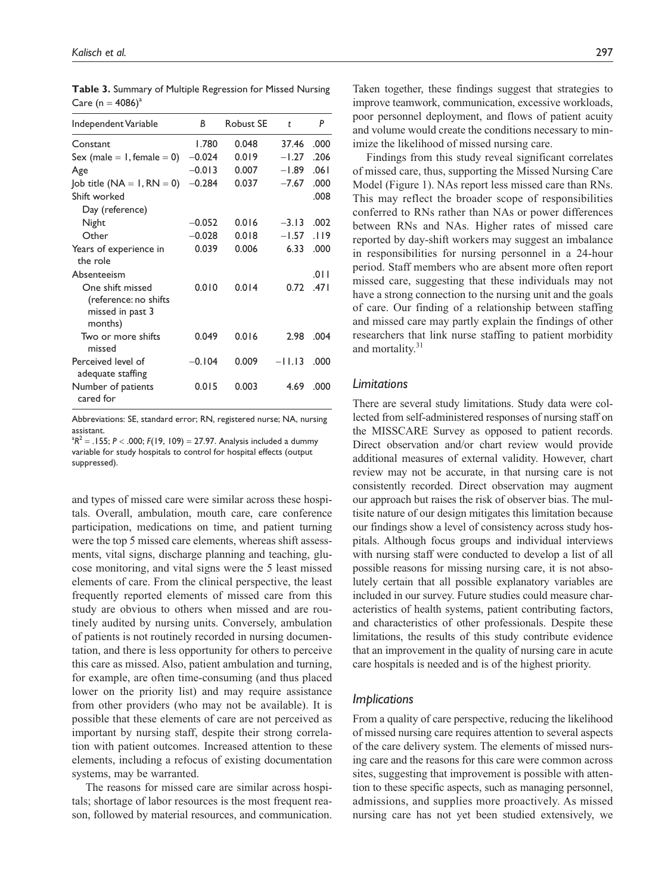**Table 3.** Summary of Multiple Regression for Missed Nursing Care ($n = 4086$)[a]

| Independent Variable | B | Robust SE | t | P |
|---|---|---|---|---|
| Constant | 1.780 | 0.048 | 37.46 | .000 |
| Sex (male = 1, female = 0) | −0.024 | 0.019 | −1.27 | .206 |
| Age | −0.013 | 0.007 | −1.89 | .061 |
| Job title (NA = 1, RN = 0) | −0.284 | 0.037 | −7.67 | .000 |
| Shift worked | | | | .008 |
| Day (reference) | | | | |
| Night | −0.052 | 0.016 | −3.13 | .002 |
| Other | −0.028 | 0.018 | −1.57 | .119 |
| Years of experience in the role | 0.039 | 0.006 | 6.33 | .000 |
| Absenteeism | | | | .011 |
| One shift missed (reference: no shifts missed in past 3 months) | 0.010 | 0.014 | 0.72 | .471 |
| Two or more shifts missed | 0.049 | 0.016 | 2.98 | .004 |
| Perceived level of adequate staffing | −0.104 | 0.009 | −11.13 | .000 |
| Number of patients cared for | 0.015 | 0.003 | 4.69 | .000 |

Abbreviations: SE, standard error; RN, registered nurse; NA, nursing assistant.

[a] $R^2 = .155$; $P < .000$; $F(19, 109) = 27.97$. Analysis included a dummy variable for study hospitals to control for hospital effects (output suppressed).

and types of missed care were similar across these hospitals. Overall, ambulation, mouth care, care conference participation, medications on time, and patient turning were the top 5 missed care elements, whereas shift assessments, vital signs, discharge planning and teaching, glucose monitoring, and vital signs were the 5 least missed elements of care. From the clinical perspective, the least frequently reported elements of missed care from this study are obvious to others when missed and are routinely audited by nursing units. Conversely, ambulation of patients is not routinely recorded in nursing documentation, and there is less opportunity for others to perceive this care as missed. Also, patient ambulation and turning, for example, are often time-consuming (and thus placed lower on the priority list) and may require assistance from other providers (who may not be available). It is possible that these elements of care are not perceived as important by nursing staff, despite their strong correlation with patient outcomes. Increased attention to these elements, including a refocus of existing documentation systems, may be warranted.

The reasons for missed care are similar across hospitals; shortage of labor resources is the most frequent reason, followed by material resources, and communication. Taken together, these findings suggest that strategies to improve teamwork, communication, excessive workloads, poor personnel deployment, and flows of patient acuity and volume would create the conditions necessary to minimize the likelihood of missed nursing care.

Findings from this study reveal significant correlates of missed care, thus, supporting the Missed Nursing Care Model (Figure 1). NAs report less missed care than RNs. This may reflect the broader scope of responsibilities conferred to RNs rather than NAs or power differences between RNs and NAs. Higher rates of missed care reported by day-shift workers may suggest an imbalance in responsibilities for nursing personnel in a 24-hour period. Staff members who are absent more often report missed care, suggesting that these individuals may not have a strong connection to the nursing unit and the goals of care. Our finding of a relationship between staffing and missed care may partly explain the findings of other researchers that link nurse staffing to patient morbidity and mortality.[31]

### Limitations

There are several study limitations. Study data were collected from self-administered responses of nursing staff on the MISSCARE Survey as opposed to patient records. Direct observation and/or chart review would provide additional measures of external validity. However, chart review may not be accurate, in that nursing care is not consistently recorded. Direct observation may augment our approach but raises the risk of observer bias. The multisite nature of our design mitigates this limitation because our findings show a level of consistency across study hospitals. Although focus groups and individual interviews with nursing staff were conducted to develop a list of all possible reasons for missing nursing care, it is not absolutely certain that all possible explanatory variables are included in our survey. Future studies could measure characteristics of health systems, patient contributing factors, and characteristics of other professionals. Despite these limitations, the results of this study contribute evidence that an improvement in the quality of nursing care in acute care hospitals is needed and is of the highest priority.

### Implications

From a quality of care perspective, reducing the likelihood of missed nursing care requires attention to several aspects of the care delivery system. The elements of missed nursing care and the reasons for this care were common across sites, suggesting that improvement is possible with attention to these specific aspects, such as managing personnel, admissions, and supplies more proactively. As missed nursing care has not yet been studied extensively, we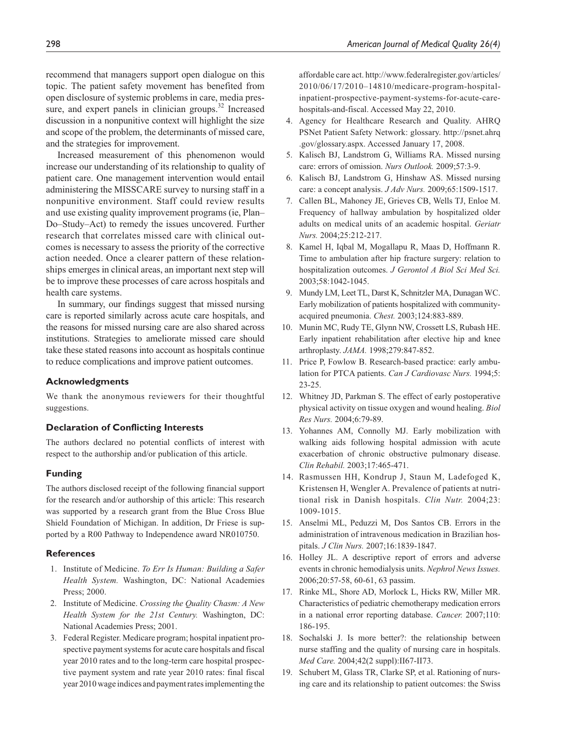recommend that managers support open dialogue on this topic. The patient safety movement has benefited from open disclosure of systemic problems in care, media pressure, and expert panels in clinician groups.[32] Increased discussion in a nonpunitive context will highlight the size and scope of the problem, the determinants of missed care, and the strategies for improvement.

Increased measurement of this phenomenon would increase our understanding of its relationship to quality of patient care. One management intervention would entail administering the MISSCARE survey to nursing staff in a nonpunitive environment. Staff could review results and use existing quality improvement programs (ie, Plan–Do–Study–Act) to remedy the issues uncovered. Further research that correlates missed care with clinical outcomes is necessary to assess the priority of the corrective action needed. Once a clearer pattern of these relationships emerges in clinical areas, an important next step will be to improve these processes of care across hospitals and health care systems.

In summary, our findings suggest that missed nursing care is reported similarly across acute care hospitals, and the reasons for missed nursing care are also shared across institutions. Strategies to ameliorate missed care should take these stated reasons into account as hospitals continue to reduce complications and improve patient outcomes.

### Acknowledgments

We thank the anonymous reviewers for their thoughtful suggestions.

### Declaration of Conflicting Interests

The authors declared no potential conflicts of interest with respect to the authorship and/or publication of this article.

### Funding

The authors disclosed receipt of the following financial support for the research and/or authorship of this article: This research was supported by a research grant from the Blue Cross Blue Shield Foundation of Michigan. In addition, Dr Friese is supported by a R00 Pathway to Independence award NR010750.

### References

1. Institute of Medicine. *To Err Is Human: Building a Safer Health System.* Washington, DC: National Academies Press; 2000.
2. Institute of Medicine. *Crossing the Quality Chasm: A New Health System for the 21st Century.* Washington, DC: National Academies Press; 2001.
3. Federal Register. Medicare program; hospital inpatient prospective payment systems for acute care hospitals and fiscal year 2010 rates and to the long-term care hospital prospective payment system and rate year 2010 rates: final fiscal year 2010 wage indices and payment rates implementing the affordable care act. http://www.federalregister.gov/articles/2010/06/17/2010–14810/medicare-program-hospital-inpatient-prospective-payment-systems-for-acute-care-hospitals-and-fiscal. Accessed May 22, 2010.
4. Agency for Healthcare Research and Quality. AHRQ PSNet Patient Safety Network: glossary. http://psnet.ahrq.gov/glossary.aspx. Accessed January 17, 2008.
5. Kalisch BJ, Landstrom G, Williams RA. Missed nursing care: errors of omission. *Nurs Outlook.* 2009;57:3-9.
6. Kalisch BJ, Landstrom G, Hinshaw AS. Missed nursing care: a concept analysis. *J Adv Nurs.* 2009;65:1509-1517.
7. Callen BL, Mahoney JE, Grieves CB, Wells TJ, Enloe M. Frequency of hallway ambulation by hospitalized older adults on medical units of an academic hospital. *Geriatr Nurs.* 2004;25:212-217.
8. Kamel H, Iqbal M, Mogallapu R, Maas D, Hoffmann R. Time to ambulation after hip fracture surgery: relation to hospitalization outcomes. *J Gerontol A Biol Sci Med Sci.* 2003;58:1042-1045.
9. Mundy LM, Leet TL, Darst K, Schnitzler MA, Dunagan WC. Early mobilization of patients hospitalized with community-acquired pneumonia. *Chest.* 2003;124:883-889.
10. Munin MC, Rudy TE, Glynn NW, Crossett LS, Rubash HE. Early inpatient rehabilitation after elective hip and knee arthroplasty. *JAMA.* 1998;279:847-852.
11. Price P, Fowlow B. Research-based practice: early ambulation for PTCA patients. *Can J Cardiovasc Nurs.* 1994;5:23-25.
12. Whitney JD, Parkman S. The effect of early postoperative physical activity on tissue oxygen and wound healing. *Biol Res Nurs.* 2004;6:79-89.
13. Yohannes AM, Connolly MJ. Early mobilization with walking aids following hospital admission with acute exacerbation of chronic obstructive pulmonary disease. *Clin Rehabil.* 2003;17:465-471.
14. Rasmussen HH, Kondrup J, Staun M, Ladefoged K, Kristensen H, Wengler A. Prevalence of patients at nutritional risk in Danish hospitals. *Clin Nutr.* 2004;23:1009-1015.
15. Anselmi ML, Peduzzi M, Dos Santos CB. Errors in the administration of intravenous medication in Brazilian hospitals. *J Clin Nurs.* 2007;16:1839-1847.
16. Holley JL. A descriptive report of errors and adverse events in chronic hemodialysis units. *Nephrol News Issues.* 2006;20:57-58, 60-61, 63 passim.
17. Rinke ML, Shore AD, Morlock L, Hicks RW, Miller MR. Characteristics of pediatric chemotherapy medication errors in a national error reporting database. *Cancer.* 2007;110:186-195.
18. Sochalski J. Is more better?: the relationship between nurse staffing and the quality of nursing care in hospitals. *Med Care.* 2004;42(2 suppl):II67-II73.
19. Schubert M, Glass TR, Clarke SP, et al. Rationing of nursing care and its relationship to patient outcomes: the Swiss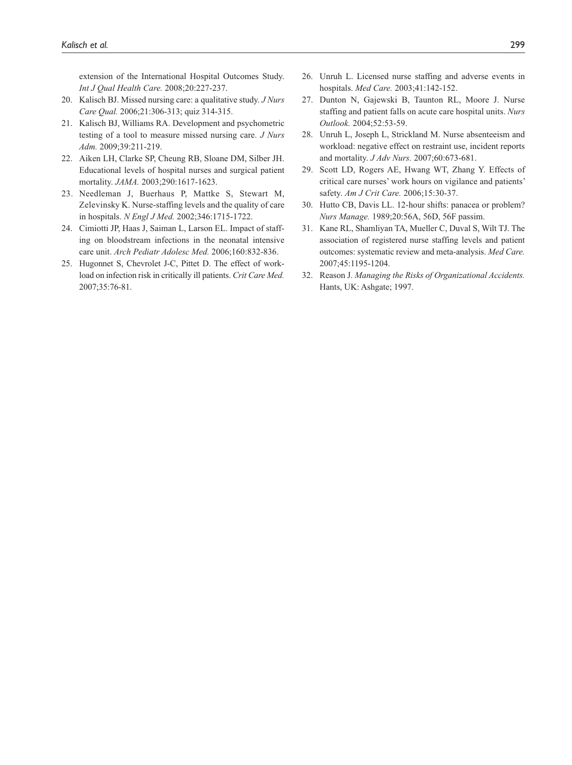extension of the International Hospital Outcomes Study. *Int J Qual Health Care.* 2008;20:227-237.

20. Kalisch BJ. Missed nursing care: a qualitative study. *J Nurs Care Qual.* 2006;21:306-313; quiz 314-315.
21. Kalisch BJ, Williams RA. Development and psychometric testing of a tool to measure missed nursing care. *J Nurs Adm.* 2009;39:211-219.
22. Aiken LH, Clarke SP, Cheung RB, Sloane DM, Silber JH. Educational levels of hospital nurses and surgical patient mortality. *JAMA.* 2003;290:1617-1623.
23. Needleman J, Buerhaus P, Mattke S, Stewart M, Zelevinsky K. Nurse-staffing levels and the quality of care in hospitals. *N Engl J Med.* 2002;346:1715-1722.
24. Cimiotti JP, Haas J, Saiman L, Larson EL. Impact of staffing on bloodstream infections in the neonatal intensive care unit. *Arch Pediatr Adolesc Med.* 2006;160:832-836.
25. Hugonnet S, Chevrolet J-C, Pittet D. The effect of workload on infection risk in critically ill patients. *Crit Care Med.* 2007;35:76-81.
26. Unruh L. Licensed nurse staffing and adverse events in hospitals. *Med Care.* 2003;41:142-152.
27. Dunton N, Gajewski B, Taunton RL, Moore J. Nurse staffing and patient falls on acute care hospital units. *Nurs Outlook.* 2004;52:53-59.
28. Unruh L, Joseph L, Strickland M. Nurse absenteeism and workload: negative effect on restraint use, incident reports and mortality. *J Adv Nurs.* 2007;60:673-681.
29. Scott LD, Rogers AE, Hwang WT, Zhang Y. Effects of critical care nurses' work hours on vigilance and patients' safety. *Am J Crit Care.* 2006;15:30-37.
30. Hutto CB, Davis LL. 12-hour shifts: panacea or problem? *Nurs Manage.* 1989;20:56A, 56D, 56F passim.
31. Kane RL, Shamliyan TA, Mueller C, Duval S, Wilt TJ. The association of registered nurse staffing levels and patient outcomes: systematic review and meta-analysis. *Med Care.* 2007;45:1195-1204.
32. Reason J. *Managing the Risks of Organizational Accidents.* Hants, UK: Ashgate; 1997.